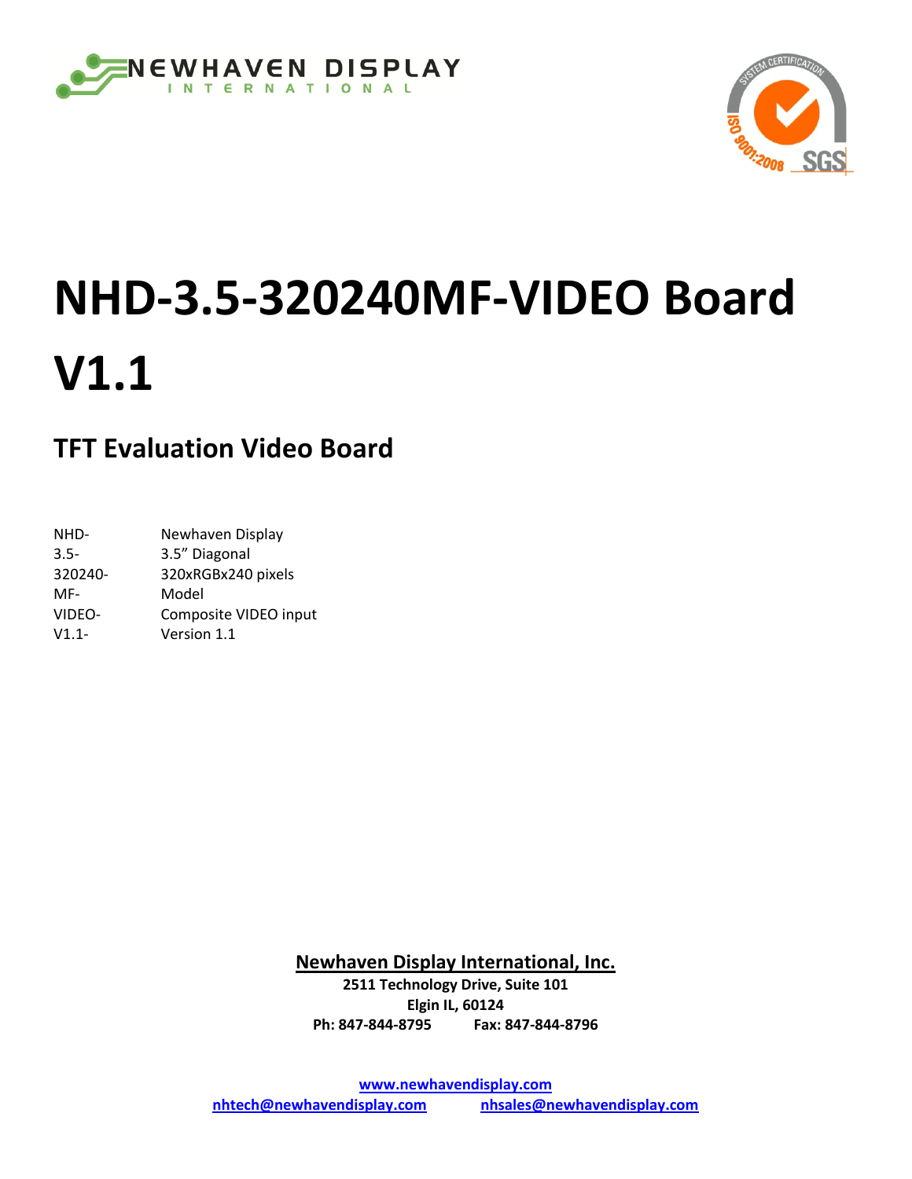NEWHAVEN DISPLAY INTERNATIONAL

# NHD-3.5-320240MF-VIDEO Board V1.1

## TFT Evaluation Video Board

| | |
|---|---|
| NHD- | Newhaven Display |
| 3.5- | 3.5" Diagonal |
| 320240- | 320xRGBx240 pixels |
| MF- | Model |
| VIDEO- | Composite VIDEO input |
| V1.1- | Version 1.1 |

**Newhaven Display International, Inc.**
**2511 Technology Drive, Suite 101**
**Elgin IL, 60124**
**Ph: 847-844-8795 Fax: 847-844-8796**

**www.newhavendisplay.com**
**nhtech@newhavendisplay.com nhsales@newhavendisplay.com**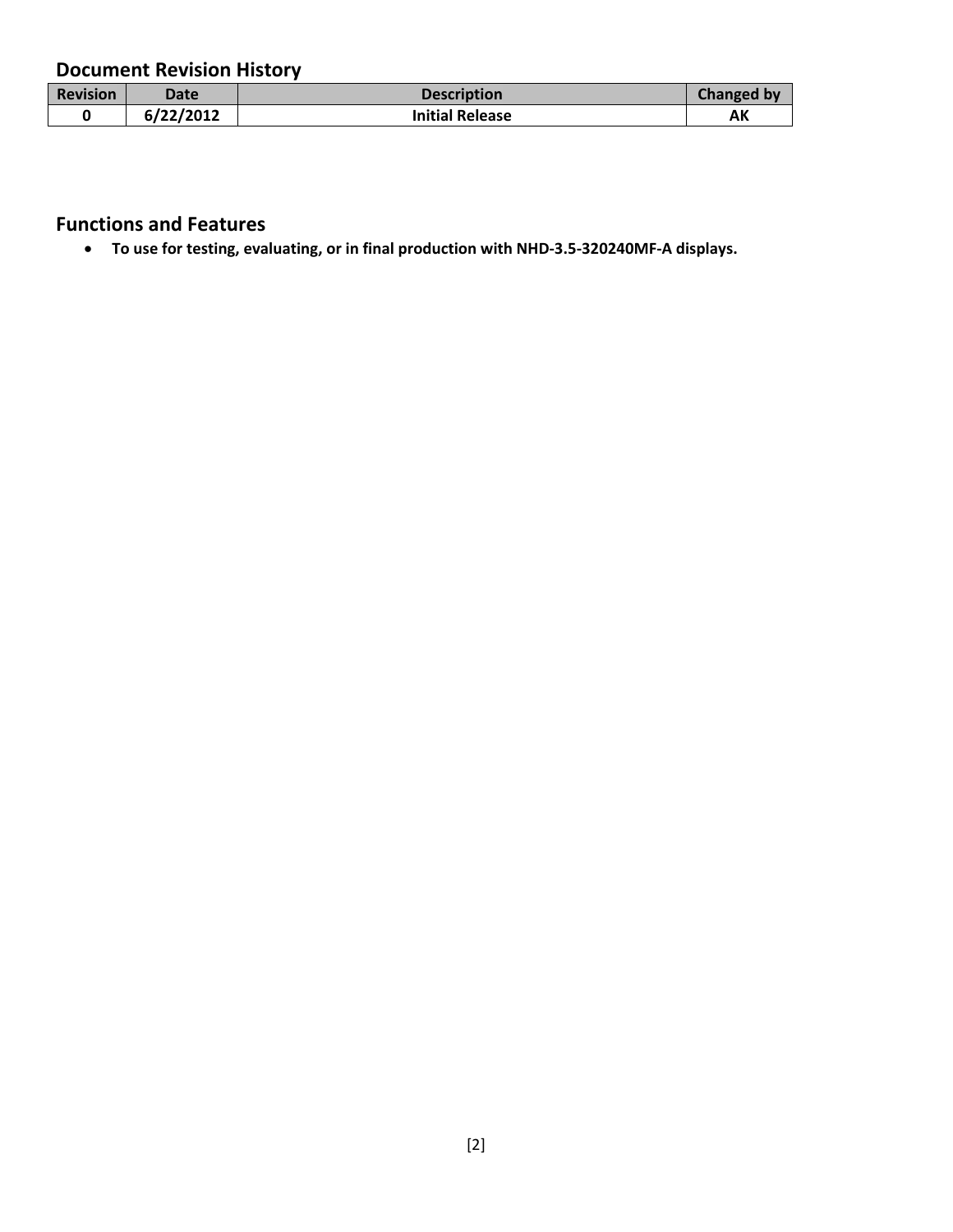## Document Revision History

| Revision | Date | Description | Changed by |
|---|---|---|---|
| 0 | 6/22/2012 | Initial Release | AK |

## Functions and Features

- **To use for testing, evaluating, or in final production with NHD-3.5-320240MF-A displays.**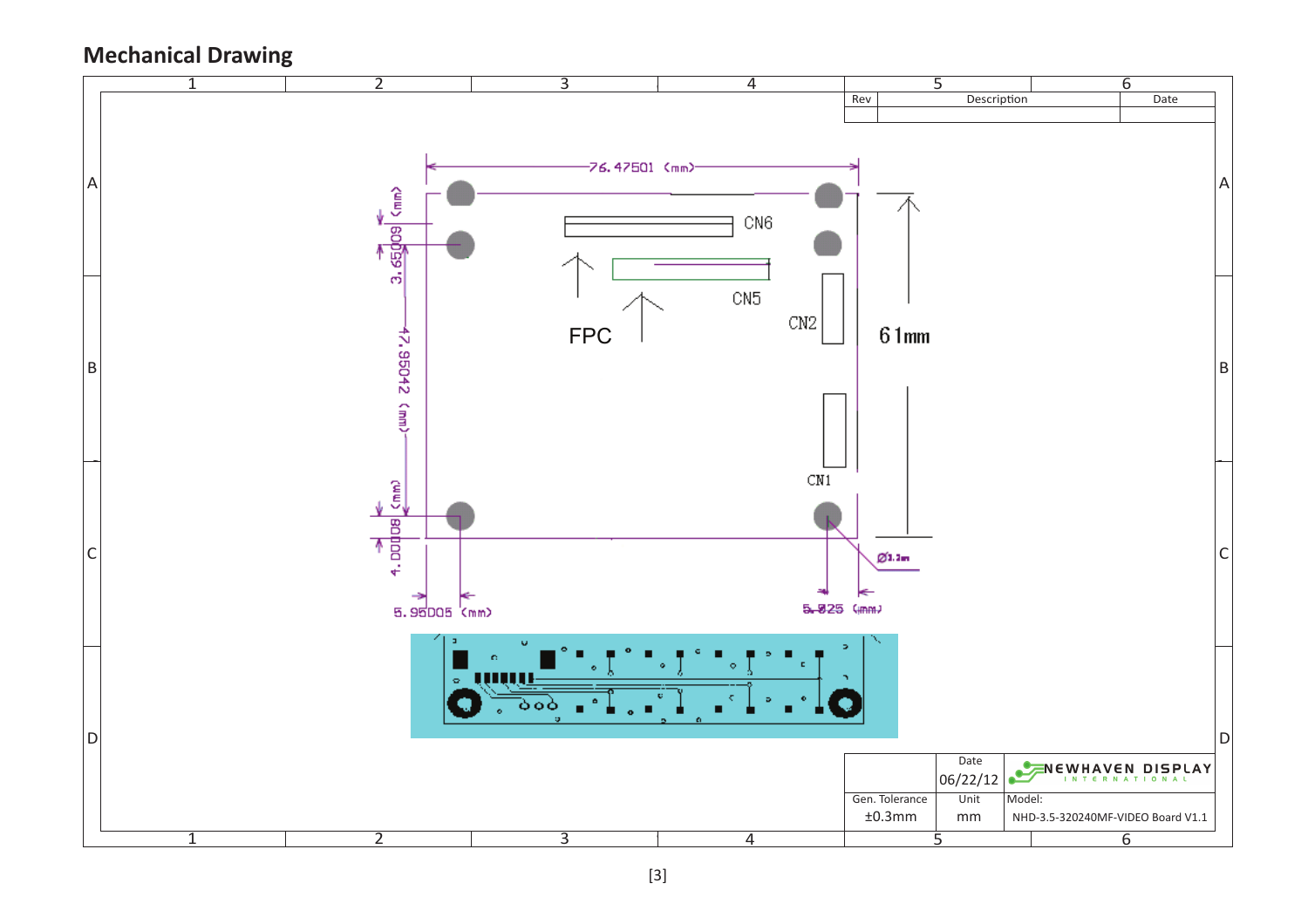## Mechanical Drawing

| Rev | Description | Date |
|---|---|---|
| | | |

76.47501 (mm)

3.65009 (mm)

47.95042 (mm)

4.00008 (mm)

5.95005 (mm)

5.025 (mm)

61mm

Ø3.2mm

CN6

CN5

CN2

CN1

FPC

| | Date | NEWHAVEN DISPLAY INTERNATIONAL |
|---|---|---|
| | 06/22/12 | |
| Gen. Tolerance | Unit | Model: |
| ±0.3mm | mm | NHD-3.5-320240MF-VIDEO Board V1.1 |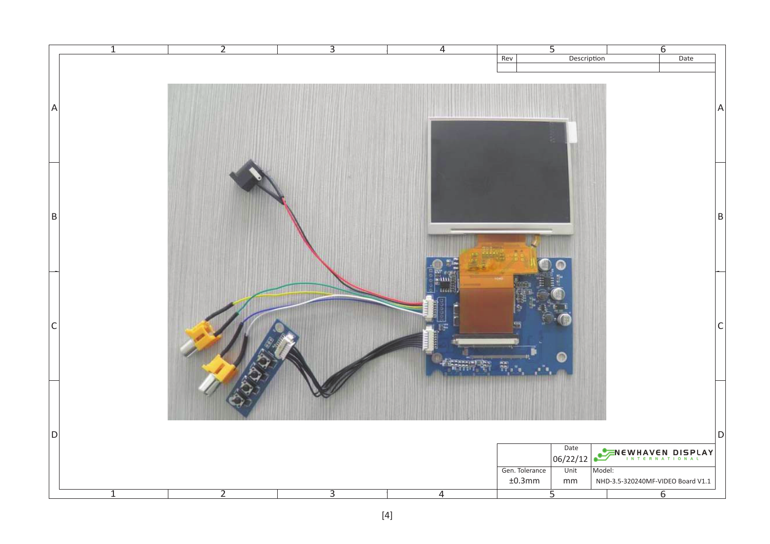| Rev | Description | Date |
|---|---|---|
| | | |

| | Date | NEWHAVEN DISPLAY INTERNATIONAL |
|---|---|---|
| | 06/22/12 | |
| Gen. Tolerance | Unit | Model: |
| ±0.3mm | mm | NHD-3.5-320240MF-VIDEO Board V1.1 |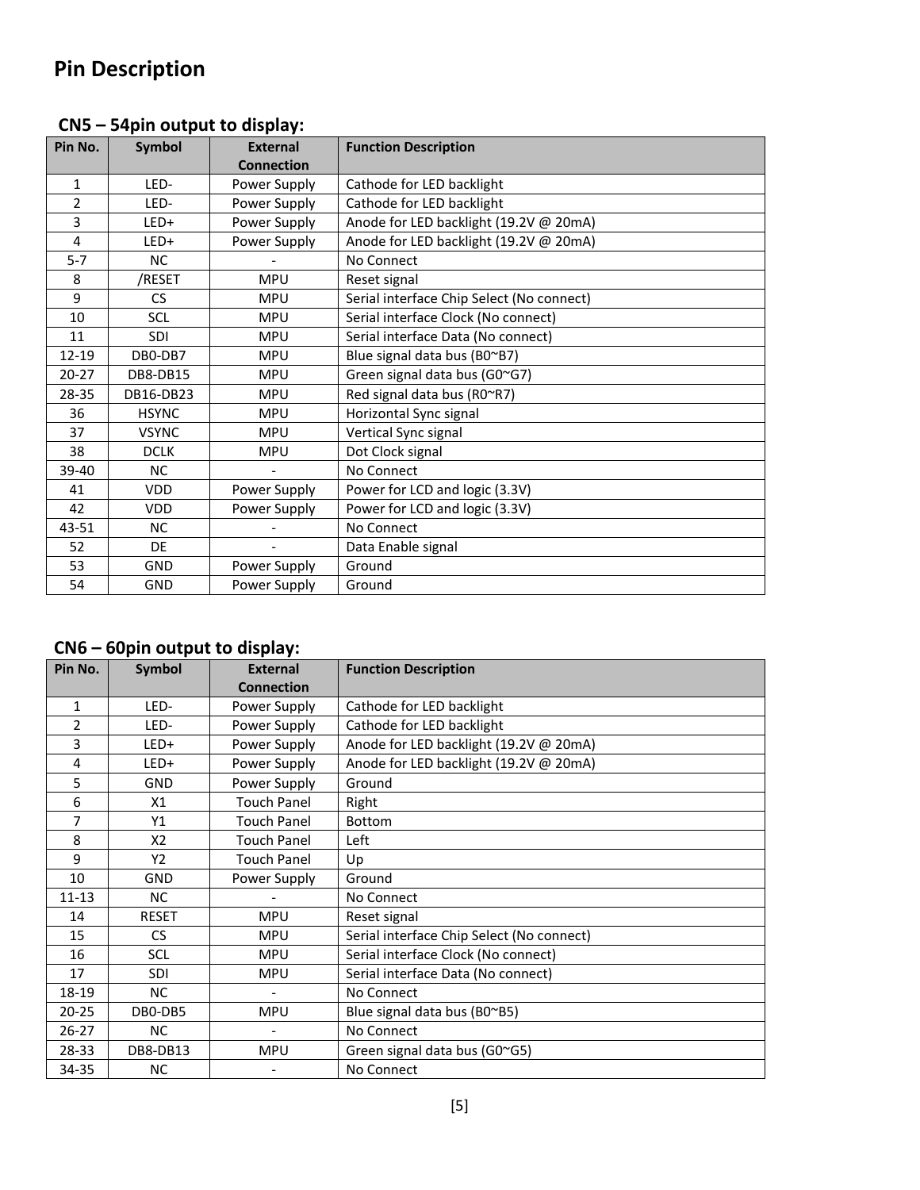# Pin Description

## CN5 – 54pin output to display:

| Pin No. | Symbol | External Connection | Function Description |
|---|---|---|---|
| 1 | LED- | Power Supply | Cathode for LED backlight |
| 2 | LED- | Power Supply | Cathode for LED backlight |
| 3 | LED+ | Power Supply | Anode for LED backlight (19.2V @ 20mA) |
| 4 | LED+ | Power Supply | Anode for LED backlight (19.2V @ 20mA) |
| 5-7 | NC | - | No Connect |
| 8 | /RESET | MPU | Reset signal |
| 9 | CS | MPU | Serial interface Chip Select (No connect) |
| 10 | SCL | MPU | Serial interface Clock (No connect) |
| 11 | SDI | MPU | Serial interface Data (No connect) |
| 12-19 | DB0-DB7 | MPU | Blue signal data bus (B0~B7) |
| 20-27 | DB8-DB15 | MPU | Green signal data bus (G0~G7) |
| 28-35 | DB16-DB23 | MPU | Red signal data bus (R0~R7) |
| 36 | HSYNC | MPU | Horizontal Sync signal |
| 37 | VSYNC | MPU | Vertical Sync signal |
| 38 | DCLK | MPU | Dot Clock signal |
| 39-40 | NC | - | No Connect |
| 41 | VDD | Power Supply | Power for LCD and logic (3.3V) |
| 42 | VDD | Power Supply | Power for LCD and logic (3.3V) |
| 43-51 | NC | - | No Connect |
| 52 | DE | - | Data Enable signal |
| 53 | GND | Power Supply | Ground |
| 54 | GND | Power Supply | Ground |

## CN6 – 60pin output to display:

| Pin No. | Symbol | External Connection | Function Description |
|---|---|---|---|
| 1 | LED- | Power Supply | Cathode for LED backlight |
| 2 | LED- | Power Supply | Cathode for LED backlight |
| 3 | LED+ | Power Supply | Anode for LED backlight (19.2V @ 20mA) |
| 4 | LED+ | Power Supply | Anode for LED backlight (19.2V @ 20mA) |
| 5 | GND | Power Supply | Ground |
| 6 | X1 | Touch Panel | Right |
| 7 | Y1 | Touch Panel | Bottom |
| 8 | X2 | Touch Panel | Left |
| 9 | Y2 | Touch Panel | Up |
| 10 | GND | Power Supply | Ground |
| 11-13 | NC | - | No Connect |
| 14 | RESET | MPU | Reset signal |
| 15 | CS | MPU | Serial interface Chip Select (No connect) |
| 16 | SCL | MPU | Serial interface Clock (No connect) |
| 17 | SDI | MPU | Serial interface Data (No connect) |
| 18-19 | NC | - | No Connect |
| 20-25 | DB0-DB5 | MPU | Blue signal data bus (B0~B5) |
| 26-27 | NC | - | No Connect |
| 28-33 | DB8-DB13 | MPU | Green signal data bus (G0~G5) |
| 34-35 | NC | - | No Connect |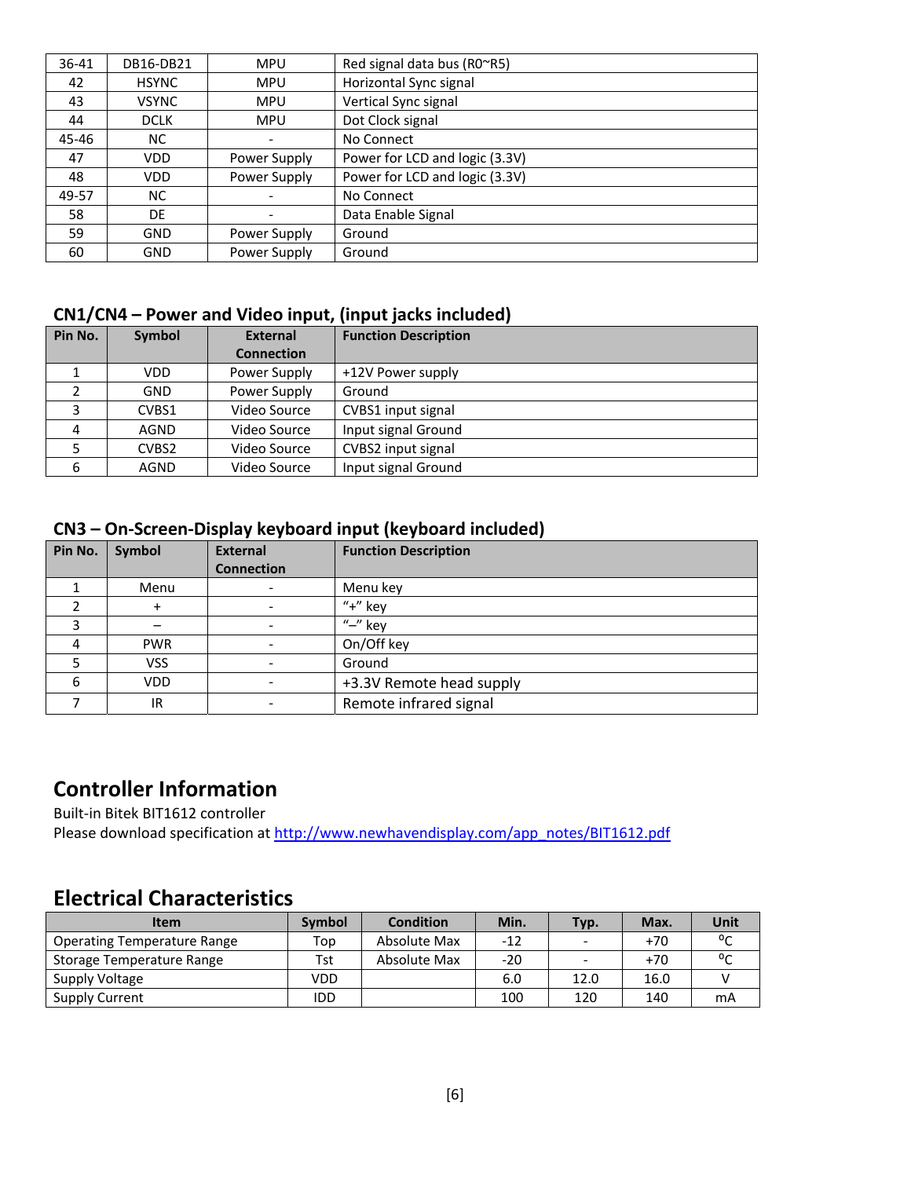| | | | |
|---|---|---|---|
| 36-41 | DB16-DB21 | MPU | Red signal data bus (R0~R5) |
| 42 | HSYNC | MPU | Horizontal Sync signal |
| 43 | VSYNC | MPU | Vertical Sync signal |
| 44 | DCLK | MPU | Dot Clock signal |
| 45-46 | NC | - | No Connect |
| 47 | VDD | Power Supply | Power for LCD and logic (3.3V) |
| 48 | VDD | Power Supply | Power for LCD and logic (3.3V) |
| 49-57 | NC | - | No Connect |
| 58 | DE | - | Data Enable Signal |
| 59 | GND | Power Supply | Ground |
| 60 | GND | Power Supply | Ground |

### CN1/CN4 – Power and Video input, (input jacks included)

| Pin No. | Symbol | External Connection | Function Description |
|---|---|---|---|
| 1 | VDD | Power Supply | +12V Power supply |
| 2 | GND | Power Supply | Ground |
| 3 | CVBS1 | Video Source | CVBS1 input signal |
| 4 | AGND | Video Source | Input signal Ground |
| 5 | CVBS2 | Video Source | CVBS2 input signal |
| 6 | AGND | Video Source | Input signal Ground |

### CN3 – On-Screen-Display keyboard input (keyboard included)

| Pin No. | Symbol | External Connection | Function Description |
|---|---|---|---|
| 1 | Menu | - | Menu key |
| 2 | + | - | "+" key |
| 3 | – | - | "–" key |
| 4 | PWR | - | On/Off key |
| 5 | VSS | - | Ground |
| 6 | VDD | - | +3.3V Remote head supply |
| 7 | IR | - | Remote infrared signal |

## Controller Information

Built-in Bitek BIT1612 controller
Please download specification at http://www.newhavendisplay.com/app_notes/BIT1612.pdf

## Electrical Characteristics

| Item | Symbol | Condition | Min. | Typ. | Max. | Unit |
|---|---|---|---|---|---|---|
| Operating Temperature Range | Top | Absolute Max | -12 | - | +70 | ºC |
| Storage Temperature Range | Tst | Absolute Max | -20 | - | +70 | ºC |
| Supply Voltage | VDD | | 6.0 | 12.0 | 16.0 | V |
| Supply Current | IDD | | 100 | 120 | 140 | mA |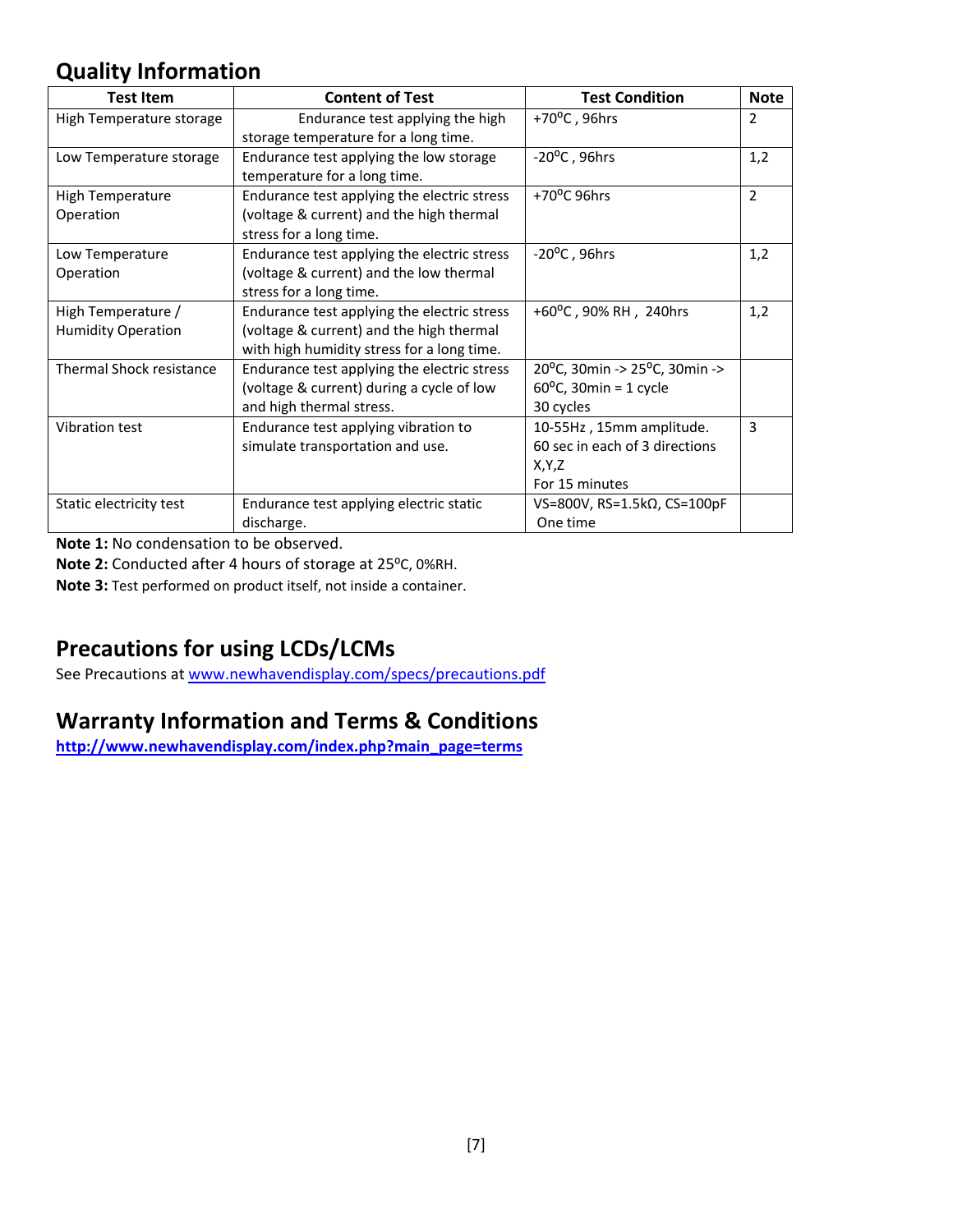## Quality Information

| Test Item | Content of Test | Test Condition | Note |
|---|---|---|---|
| High Temperature storage | Endurance test applying the high storage temperature for a long time. | +70°C , 96hrs | 2 |
| Low Temperature storage | Endurance test applying the low storage temperature for a long time. | -20°C , 96hrs | 1,2 |
| High Temperature Operation | Endurance test applying the electric stress (voltage & current) and the high thermal stress for a long time. | +70°C 96hrs | 2 |
| Low Temperature Operation | Endurance test applying the electric stress (voltage & current) and the low thermal stress for a long time. | -20°C , 96hrs | 1,2 |
| High Temperature / Humidity Operation | Endurance test applying the electric stress (voltage & current) and the high thermal with high humidity stress for a long time. | +60°C , 90% RH , 240hrs | 1,2 |
| Thermal Shock resistance | Endurance test applying the electric stress (voltage & current) during a cycle of low and high thermal stress. | 20°C, 30min -> 25°C, 30min -> 60°C, 30min = 1 cycle 30 cycles | |
| Vibration test | Endurance test applying vibration to simulate transportation and use. | 10-55Hz , 15mm amplitude. 60 sec in each of 3 directions X,Y,Z For 15 minutes | 3 |
| Static electricity test | Endurance test applying electric static discharge. | VS=800V, RS=1.5kΩ, CS=100pF One time | |

**Note 1:** No condensation to be observed.

**Note 2:** Conducted after 4 hours of storage at 25°C, 0%RH.

**Note 3:** Test performed on product itself, not inside a container.

## Precautions for using LCDs/LCMs

See Precautions at www.newhavendisplay.com/specs/precautions.pdf

## Warranty Information and Terms & Conditions

**http://www.newhavendisplay.com/index.php?main_page=terms**